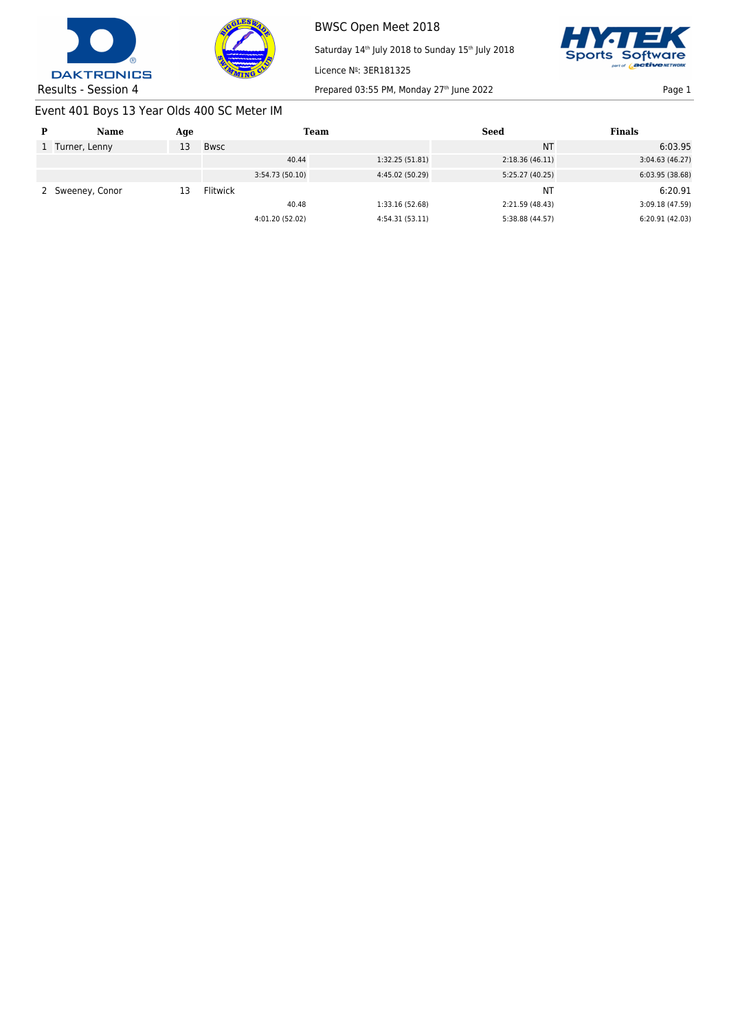BWSC Open Meet 2018

Saturday 14th July 2018 to Sunday 15th July 2018

Licence №: 3ER181325

Results - Session 4

Prepared 03:55 PM, Monday 27th June 2022

## Event 401 Boys 13 Year Olds 400 SC Meter IM

| P | Name | Age | Team | | Seed | Finals |
|---|---|---|---|---|---|---|
| 1 | Turner, Lenny | 13 | Bwsc | | NT | 6:03.95 |
| | | | 40.44 | 1:32.25 (51.81) | 2:18.36 (46.11) | 3:04.63 (46.27) |
| | | | 3:54.73 (50.10) | 4:45.02 (50.29) | 5:25.27 (40.25) | 6:03.95 (38.68) |
| 2 | Sweeney, Conor | 13 | Flitwick | | NT | 6:20.91 |
| | | | 40.48 | 1:33.16 (52.68) | 2:21.59 (48.43) | 3:09.18 (47.59) |
| | | | 4:01.20 (52.02) | 4:54.31 (53.11) | 5:38.88 (44.57) | 6:20.91 (42.03) |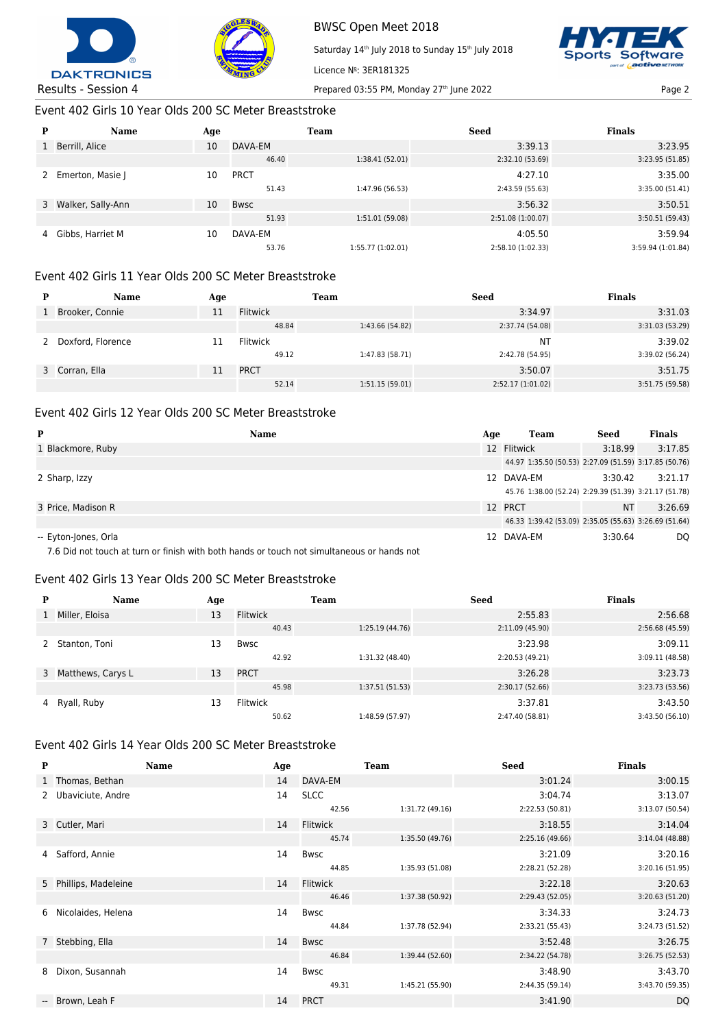## Event 402 Girls 10 Year Olds 200 SC Meter Breaststroke

| P | Name | Age | Team | | Seed | Finals |
|---|---|---|---|---|---|---|
| 1 | Berrill, Alice | 10 | DAVA-EM | | 3:39.13 | 3:23.95 |
| | | | 46.40 | 1:38.41 (52.01) | 2:32.10 (53.69) | 3:23.95 (51.85) |
| 2 | Emerton, Masie J | 10 | PRCT | | 4:27.10 | 3:35.00 |
| | | | 51.43 | 1:47.96 (56.53) | 2:43.59 (55.63) | 3:35.00 (51.41) |
| 3 | Walker, Sally-Ann | 10 | Bwsc | | 3:56.32 | 3:50.51 |
| | | | 51.93 | 1:51.01 (59.08) | 2:51.08 (1:00.07) | 3:50.51 (59.43) |
| 4 | Gibbs, Harriet M | 10 | DAVA-EM | | 4:05.50 | 3:59.94 |
| | | | 53.76 | 1:55.77 (1:02.01) | 2:58.10 (1:02.33) | 3:59.94 (1:01.84) |

## Event 402 Girls 11 Year Olds 200 SC Meter Breaststroke

| P | Name | Age | Team | | Seed | Finals |
|---|---|---|---|---|---|---|
| 1 | Brooker, Connie | 11 | Flitwick | | 3:34.97 | 3:31.03 |
| | | | 48.84 | 1:43.66 (54.82) | 2:37.74 (54.08) | 3:31.03 (53.29) |
| 2 | Doxford, Florence | 11 | Flitwick | | NT | 3:39.02 |
| | | | 49.12 | 1:47.83 (58.71) | 2:42.78 (54.95) | 3:39.02 (56.24) |
| 3 | Corran, Ella | 11 | PRCT | | 3:50.07 | 3:51.75 |
| | | | 52.14 | 1:51.15 (59.01) | 2:52.17 (1:01.02) | 3:51.75 (59.58) |

## Event 402 Girls 12 Year Olds 200 SC Meter Breaststroke

| P | Name | Age | Team | Seed | Finals |
|---|---|---|---|---|---|
| 1 | Blackmore, Ruby | 12 | Flitwick | 3:18.99 | 3:17.85 |
| | | | 44.97 1:35.50 (50.53) 2:27.09 (51.59) 3:17.85 (50.76) | | |
| 2 | Sharp, Izzy | 12 | DAVA-EM | 3:30.42 | 3:21.17 |
| | | | 45.76 1:38.00 (52.24) 2:29.39 (51.39) 3:21.17 (51.78) | | |
| 3 | Price, Madison R | 12 | PRCT | NT | 3:26.69 |
| | | | 46.33 1:39.42 (53.09) 2:35.05 (55.63) 3:26.69 (51.64) | | |
| -- | Eyton-Jones, Orla | 12 | DAVA-EM | 3:30.64 | DQ |
| | 7.6 Did not touch at turn or finish with both hands or touch not simultaneous or hands not | | | | |

## Event 402 Girls 13 Year Olds 200 SC Meter Breaststroke

| P | Name | Age | Team | | Seed | Finals |
|---|---|---|---|---|---|---|
| 1 | Miller, Eloisa | 13 | Flitwick | | 2:55.83 | 2:56.68 |
| | | | 40.43 | 1:25.19 (44.76) | 2:11.09 (45.90) | 2:56.68 (45.59) |
| 2 | Stanton, Toni | 13 | Bwsc | | 3:23.98 | 3:09.11 |
| | | | 42.92 | 1:31.32 (48.40) | 2:20.53 (49.21) | 3:09.11 (48.58) |
| 3 | Matthews, Carys L | 13 | PRCT | | 3:26.28 | 3:23.73 |
| | | | 45.98 | 1:37.51 (51.53) | 2:30.17 (52.66) | 3:23.73 (53.56) |
| 4 | Ryall, Ruby | 13 | Flitwick | | 3:37.81 | 3:43.50 |
| | | | 50.62 | 1:48.59 (57.97) | 2:47.40 (58.81) | 3:43.50 (56.10) |

## Event 402 Girls 14 Year Olds 200 SC Meter Breaststroke

| P | Name | Age | Team | | Seed | Finals |
|---|---|---|---|---|---|---|
| 1 | Thomas, Bethan | 14 | DAVA-EM | | 3:01.24 | 3:00.15 |
| 2 | Ubaviciute, Andre | 14 | SLCC | | 3:04.74 | 3:13.07 |
| | | | 42.56 | 1:31.72 (49.16) | 2:22.53 (50.81) | 3:13.07 (50.54) |
| 3 | Cutler, Mari | 14 | Flitwick | | 3:18.55 | 3:14.04 |
| | | | 45.74 | 1:35.50 (49.76) | 2:25.16 (49.66) | 3:14.04 (48.88) |
| 4 | Safford, Annie | 14 | Bwsc | | 3:21.09 | 3:20.16 |
| | | | 44.85 | 1:35.93 (51.08) | 2:28.21 (52.28) | 3:20.16 (51.95) |
| 5 | Phillips, Madeleine | 14 | Flitwick | | 3:22.18 | 3:20.63 |
| | | | 46.46 | 1:37.38 (50.92) | 2:29.43 (52.05) | 3:20.63 (51.20) |
| 6 | Nicolaides, Helena | 14 | Bwsc | | 3:34.33 | 3:24.73 |
| | | | 44.84 | 1:37.78 (52.94) | 2:33.21 (55.43) | 3:24.73 (51.52) |
| 7 | Stebbing, Ella | 14 | Bwsc | | 3:52.48 | 3:26.75 |
| | | | 46.84 | 1:39.44 (52.60) | 2:34.22 (54.78) | 3:26.75 (52.53) |
| 8 | Dixon, Susannah | 14 | Bwsc | | 3:48.90 | 3:43.70 |
| | | | 49.31 | 1:45.21 (55.90) | 2:44.35 (59.14) | 3:43.70 (59.35) |
| -- | Brown, Leah F | 14 | PRCT | | 3:41.90 | DQ |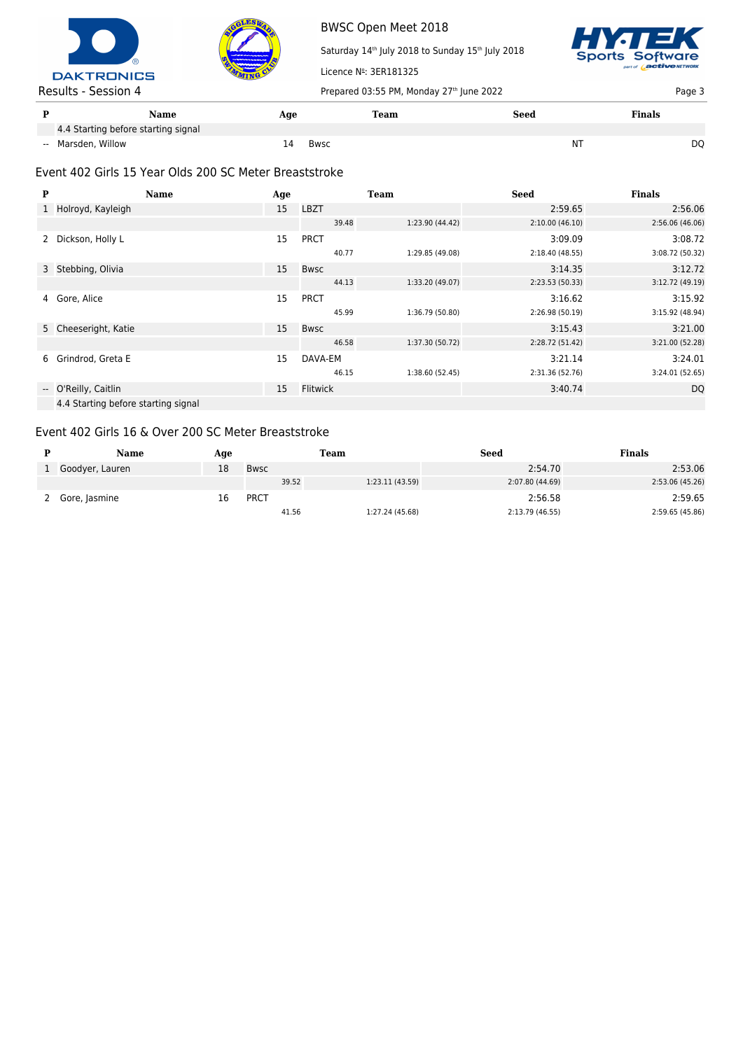BWSC Open Meet 2018

Saturday 14th July 2018 to Sunday 15th July 2018

Licence №: 3ER181325

Results - Session 4

Prepared 03:55 PM, Monday 27th June 2022

| P | Name | Age | Team | | | Seed | Finals |
|---|---|---|---|---|---|---|---|
| | 4.4 Starting before starting signal | | | | | | |
| -- | Marsden, Willow | 14 | Bwsc | | | NT | DQ |

## Event 402 Girls 15 Year Olds 200 SC Meter Breaststroke

| P | Name | Age | Team | | | Seed | Finals |
|---|---|---|---|---|---|---|---|
| 1 | Holroyd, Kayleigh | 15 | LBZT | | | 2:59.65 | 2:56.06 |
| | | | | 39.48 | 1:23.90 (44.42) | 2:10.00 (46.10) | 2:56.06 (46.06) |
| 2 | Dickson, Holly L | 15 | PRCT | | | 3:09.09 | 3:08.72 |
| | | | | 40.77 | 1:29.85 (49.08) | 2:18.40 (48.55) | 3:08.72 (50.32) |
| 3 | Stebbing, Olivia | 15 | Bwsc | | | 3:14.35 | 3:12.72 |
| | | | | 44.13 | 1:33.20 (49.07) | 2:23.53 (50.33) | 3:12.72 (49.19) |
| 4 | Gore, Alice | 15 | PRCT | | | 3:16.62 | 3:15.92 |
| | | | | 45.99 | 1:36.79 (50.80) | 2:26.98 (50.19) | 3:15.92 (48.94) |
| 5 | Cheeseright, Katie | 15 | Bwsc | | | 3:15.43 | 3:21.00 |
| | | | | 46.58 | 1:37.30 (50.72) | 2:28.72 (51.42) | 3:21.00 (52.28) |
| 6 | Grindrod, Greta E | 15 | DAVA-EM | | | 3:21.14 | 3:24.01 |
| | | | | 46.15 | 1:38.60 (52.45) | 2:31.36 (52.76) | 3:24.01 (52.65) |
| -- | O'Reilly, Caitlin | 15 | Flitwick | | | 3:40.74 | DQ |
| | 4.4 Starting before starting signal | | | | | | |

## Event 402 Girls 16 & Over 200 SC Meter Breaststroke

| P | Name | Age | Team | | | Seed | Finals |
|---|---|---|---|---|---|---|---|
| 1 | Goodyer, Lauren | 18 | Bwsc | | | 2:54.70 | 2:53.06 |
| | | | | 39.52 | 1:23.11 (43.59) | 2:07.80 (44.69) | 2:53.06 (45.26) |
| 2 | Gore, Jasmine | 16 | PRCT | | | 2:56.58 | 2:59.65 |
| | | | | 41.56 | 1:27.24 (45.68) | 2:13.79 (46.55) | 2:59.65 (45.86) |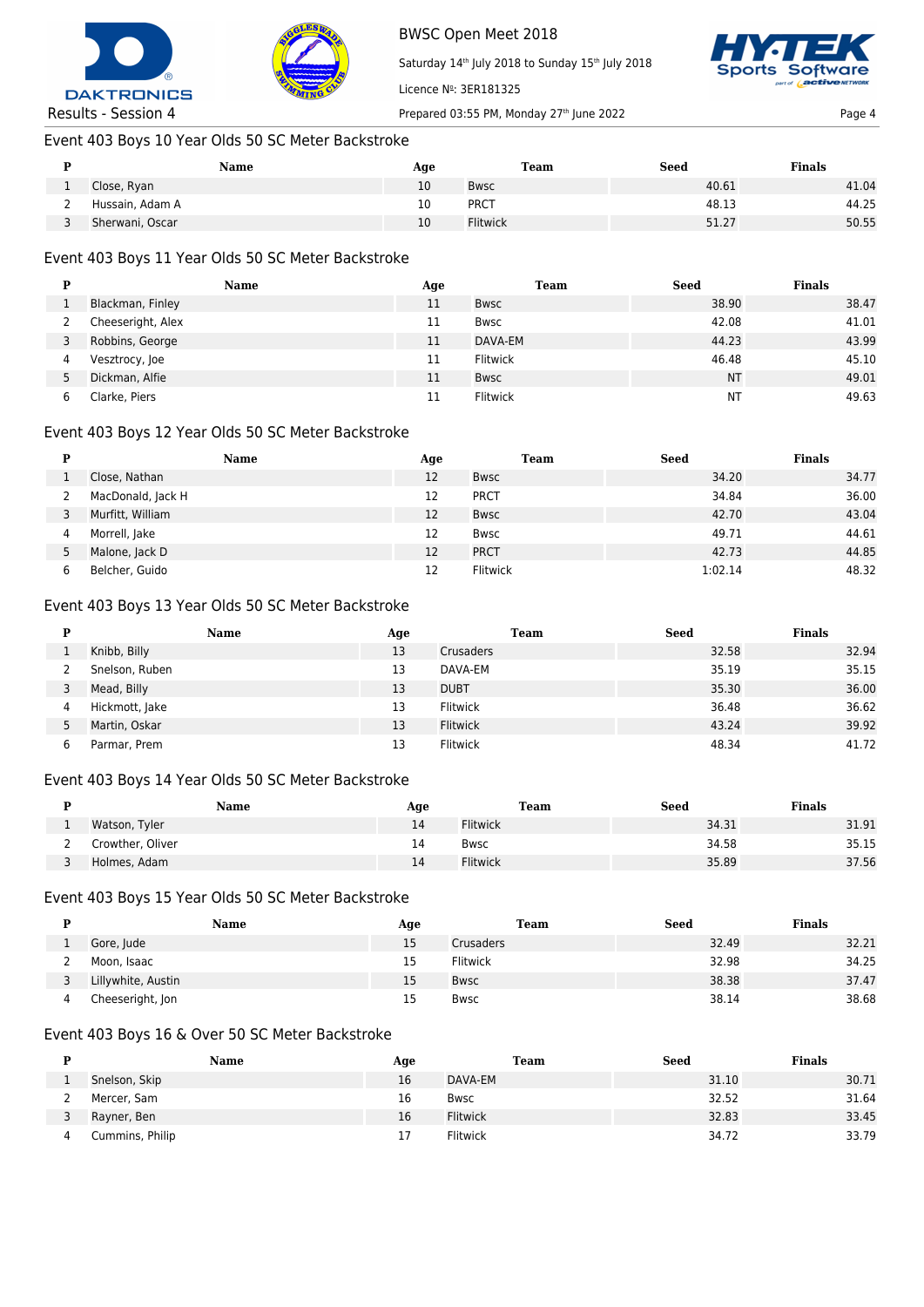## Event 403 Boys 10 Year Olds 50 SC Meter Backstroke

| P | Name | Age | Team | Seed | Finals |
|---|---|---|---|---|---|
| 1 | Close, Ryan | 10 | Bwsc | 40.61 | 41.04 |
| 2 | Hussain, Adam A | 10 | PRCT | 48.13 | 44.25 |
| 3 | Sherwani, Oscar | 10 | Flitwick | 51.27 | 50.55 |

## Event 403 Boys 11 Year Olds 50 SC Meter Backstroke

| P | Name | Age | Team | Seed | Finals |
|---|---|---|---|---|---|
| 1 | Blackman, Finley | 11 | Bwsc | 38.90 | 38.47 |
| 2 | Cheeseright, Alex | 11 | Bwsc | 42.08 | 41.01 |
| 3 | Robbins, George | 11 | DAVA-EM | 44.23 | 43.99 |
| 4 | Vesztrocy, Joe | 11 | Flitwick | 46.48 | 45.10 |
| 5 | Dickman, Alfie | 11 | Bwsc | NT | 49.01 |
| 6 | Clarke, Piers | 11 | Flitwick | NT | 49.63 |

## Event 403 Boys 12 Year Olds 50 SC Meter Backstroke

| P | Name | Age | Team | Seed | Finals |
|---|---|---|---|---|---|
| 1 | Close, Nathan | 12 | Bwsc | 34.20 | 34.77 |
| 2 | MacDonald, Jack H | 12 | PRCT | 34.84 | 36.00 |
| 3 | Murfitt, William | 12 | Bwsc | 42.70 | 43.04 |
| 4 | Morrell, Jake | 12 | Bwsc | 49.71 | 44.61 |
| 5 | Malone, Jack D | 12 | PRCT | 42.73 | 44.85 |
| 6 | Belcher, Guido | 12 | Flitwick | 1:02.14 | 48.32 |

## Event 403 Boys 13 Year Olds 50 SC Meter Backstroke

| P | Name | Age | Team | Seed | Finals |
|---|---|---|---|---|---|
| 1 | Knibb, Billy | 13 | Crusaders | 32.58 | 32.94 |
| 2 | Snelson, Ruben | 13 | DAVA-EM | 35.19 | 35.15 |
| 3 | Mead, Billy | 13 | DUBT | 35.30 | 36.00 |
| 4 | Hickmott, Jake | 13 | Flitwick | 36.48 | 36.62 |
| 5 | Martin, Oskar | 13 | Flitwick | 43.24 | 39.92 |
| 6 | Parmar, Prem | 13 | Flitwick | 48.34 | 41.72 |

## Event 403 Boys 14 Year Olds 50 SC Meter Backstroke

| P | Name | Age | Team | Seed | Finals |
|---|---|---|---|---|---|
| 1 | Watson, Tyler | 14 | Flitwick | 34.31 | 31.91 |
| 2 | Crowther, Oliver | 14 | Bwsc | 34.58 | 35.15 |
| 3 | Holmes, Adam | 14 | Flitwick | 35.89 | 37.56 |

## Event 403 Boys 15 Year Olds 50 SC Meter Backstroke

| P | Name | Age | Team | Seed | Finals |
|---|---|---|---|---|---|
| 1 | Gore, Jude | 15 | Crusaders | 32.49 | 32.21 |
| 2 | Moon, Isaac | 15 | Flitwick | 32.98 | 34.25 |
| 3 | Lillywhite, Austin | 15 | Bwsc | 38.38 | 37.47 |
| 4 | Cheeseright, Jon | 15 | Bwsc | 38.14 | 38.68 |

## Event 403 Boys 16 & Over 50 SC Meter Backstroke

| P | Name | Age | Team | Seed | Finals |
|---|---|---|---|---|---|
| 1 | Snelson, Skip | 16 | DAVA-EM | 31.10 | 30.71 |
| 2 | Mercer, Sam | 16 | Bwsc | 32.52 | 31.64 |
| 3 | Rayner, Ben | 16 | Flitwick | 32.83 | 33.45 |
| 4 | Cummins, Philip | 17 | Flitwick | 34.72 | 33.79 |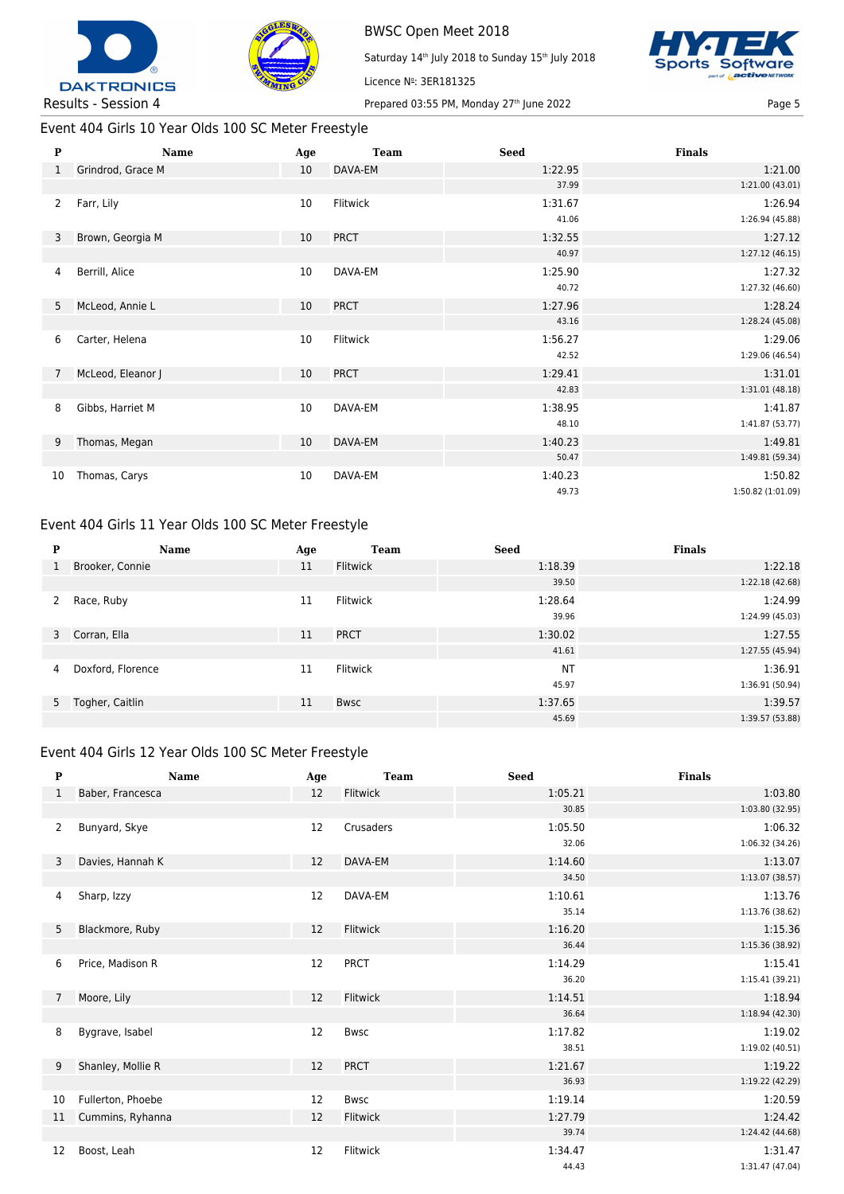BWSC Open Meet 2018

Saturday 14th July 2018 to Sunday 15th July 2018

Licence №: 3ER181325

Results - Session 4

Prepared 03:55 PM, Monday 27th June 2022

## Event 404 Girls 10 Year Olds 100 SC Meter Freestyle

| P | Name | Age | Team | Seed | Finals |
|---|---|---|---|---|---|
| 1 | Grindrod, Grace M | 10 | DAVA-EM | 1:22.95 | 1:21.00 |
| | | | | 37.99 | 1:21.00 (43.01) |
| 2 | Farr, Lily | 10 | Flitwick | 1:31.67 | 1:26.94 |
| | | | | 41.06 | 1:26.94 (45.88) |
| 3 | Brown, Georgia M | 10 | PRCT | 1:32.55 | 1:27.12 |
| | | | | 40.97 | 1:27.12 (46.15) |
| 4 | Berrill, Alice | 10 | DAVA-EM | 1:25.90 | 1:27.32 |
| | | | | 40.72 | 1:27.32 (46.60) |
| 5 | McLeod, Annie L | 10 | PRCT | 1:27.96 | 1:28.24 |
| | | | | 43.16 | 1:28.24 (45.08) |
| 6 | Carter, Helena | 10 | Flitwick | 1:56.27 | 1:29.06 |
| | | | | 42.52 | 1:29.06 (46.54) |
| 7 | McLeod, Eleanor J | 10 | PRCT | 1:29.41 | 1:31.01 |
| | | | | 42.83 | 1:31.01 (48.18) |
| 8 | Gibbs, Harriet M | 10 | DAVA-EM | 1:38.95 | 1:41.87 |
| | | | | 48.10 | 1:41.87 (53.77) |
| 9 | Thomas, Megan | 10 | DAVA-EM | 1:40.23 | 1:49.81 |
| | | | | 50.47 | 1:49.81 (59.34) |
| 10 | Thomas, Carys | 10 | DAVA-EM | 1:40.23 | 1:50.82 |
| | | | | 49.73 | 1:50.82 (1:01.09) |

## Event 404 Girls 11 Year Olds 100 SC Meter Freestyle

| P | Name | Age | Team | Seed | Finals |
|---|---|---|---|---|---|
| 1 | Brooker, Connie | 11 | Flitwick | 1:18.39 | 1:22.18 |
| | | | | 39.50 | 1:22.18 (42.68) |
| 2 | Race, Ruby | 11 | Flitwick | 1:28.64 | 1:24.99 |
| | | | | 39.96 | 1:24.99 (45.03) |
| 3 | Corran, Ella | 11 | PRCT | 1:30.02 | 1:27.55 |
| | | | | 41.61 | 1:27.55 (45.94) |
| 4 | Doxford, Florence | 11 | Flitwick | NT | 1:36.91 |
| | | | | 45.97 | 1:36.91 (50.94) |
| 5 | Togher, Caitlin | 11 | Bwsc | 1:37.65 | 1:39.57 |
| | | | | 45.69 | 1:39.57 (53.88) |

## Event 404 Girls 12 Year Olds 100 SC Meter Freestyle

| P | Name | Age | Team | Seed | Finals |
|---|---|---|---|---|---|
| 1 | Baber, Francesca | 12 | Flitwick | 1:05.21 | 1:03.80 |
| | | | | 30.85 | 1:03.80 (32.95) |
| 2 | Bunyard, Skye | 12 | Crusaders | 1:05.50 | 1:06.32 |
| | | | | 32.06 | 1:06.32 (34.26) |
| 3 | Davies, Hannah K | 12 | DAVA-EM | 1:14.60 | 1:13.07 |
| | | | | 34.50 | 1:13.07 (38.57) |
| 4 | Sharp, Izzy | 12 | DAVA-EM | 1:10.61 | 1:13.76 |
| | | | | 35.14 | 1:13.76 (38.62) |
| 5 | Blackmore, Ruby | 12 | Flitwick | 1:16.20 | 1:15.36 |
| | | | | 36.44 | 1:15.36 (38.92) |
| 6 | Price, Madison R | 12 | PRCT | 1:14.29 | 1:15.41 |
| | | | | 36.20 | 1:15.41 (39.21) |
| 7 | Moore, Lily | 12 | Flitwick | 1:14.51 | 1:18.94 |
| | | | | 36.64 | 1:18.94 (42.30) |
| 8 | Bygrave, Isabel | 12 | Bwsc | 1:17.82 | 1:19.02 |
| | | | | 38.51 | 1:19.02 (40.51) |
| 9 | Shanley, Mollie R | 12 | PRCT | 1:21.67 | 1:19.22 |
| | | | | 36.93 | 1:19.22 (42.29) |
| 10 | Fullerton, Phoebe | 12 | Bwsc | 1:19.14 | 1:20.59 |
| 11 | Cummins, Ryhanna | 12 | Flitwick | 1:27.79 | 1:24.42 |
| | | | | 39.74 | 1:24.42 (44.68) |
| 12 | Boost, Leah | 12 | Flitwick | 1:34.47 | 1:31.47 |
| | | | | 44.43 | 1:31.47 (47.04) |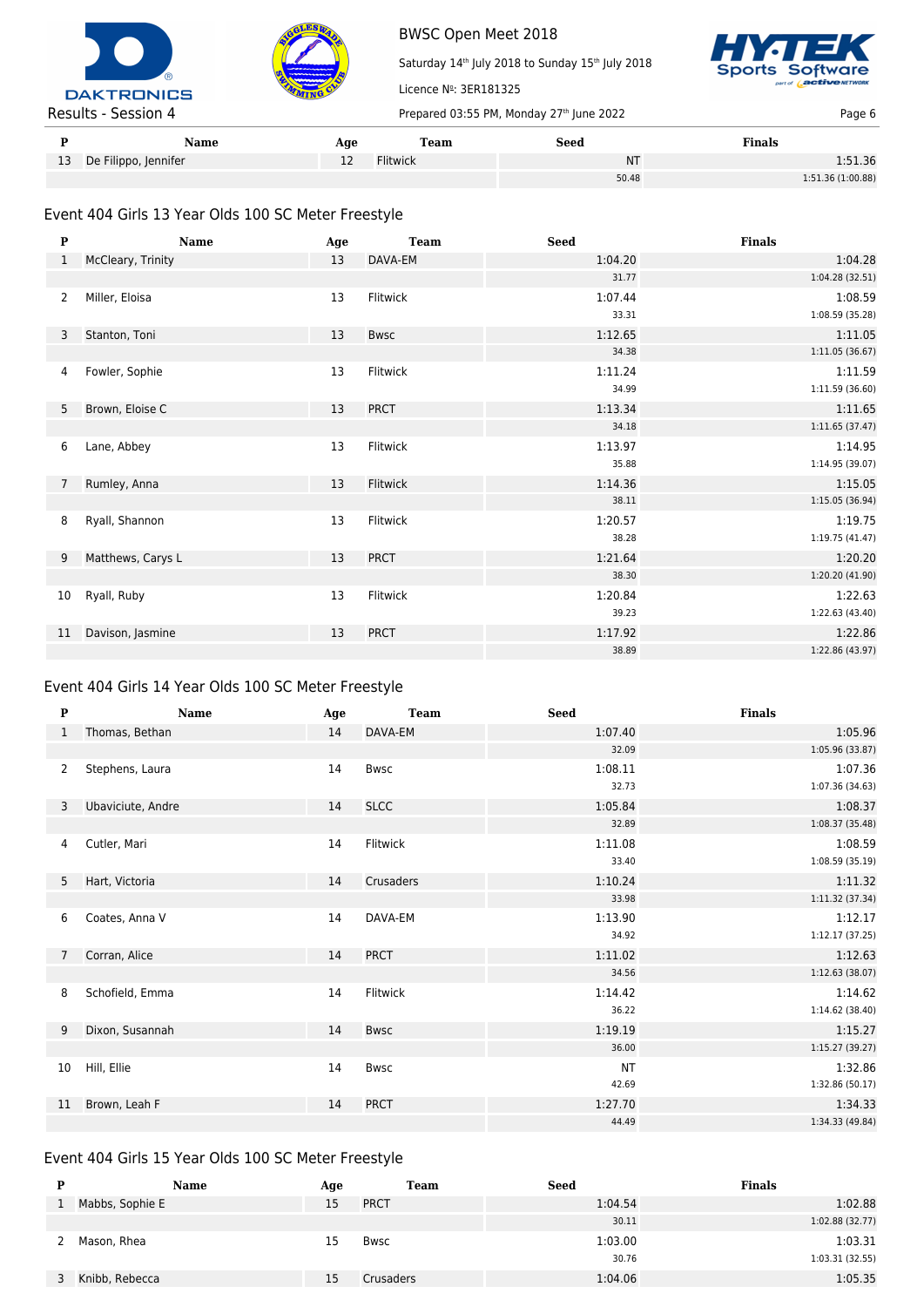| P | Name | Age | Team | Seed | Finals |
|---|---|---|---|---|---|
| 13 | De Filippo, Jennifer | 12 | Flitwick | NT | 1:51.36 |
| | | | | 50.48 | 1:51.36 (1:00.88) |

## Event 404 Girls 13 Year Olds 100 SC Meter Freestyle

| P | Name | Age | Team | Seed | Finals |
|---|---|---|---|---|---|
| 1 | McCleary, Trinity | 13 | DAVA-EM | 1:04.20 | 1:04.28 |
| | | | | 31.77 | 1:04.28 (32.51) |
| 2 | Miller, Eloisa | 13 | Flitwick | 1:07.44 | 1:08.59 |
| | | | | 33.31 | 1:08.59 (35.28) |
| 3 | Stanton, Toni | 13 | Bwsc | 1:12.65 | 1:11.05 |
| | | | | 34.38 | 1:11.05 (36.67) |
| 4 | Fowler, Sophie | 13 | Flitwick | 1:11.24 | 1:11.59 |
| | | | | 34.99 | 1:11.59 (36.60) |
| 5 | Brown, Eloise C | 13 | PRCT | 1:13.34 | 1:11.65 |
| | | | | 34.18 | 1:11.65 (37.47) |
| 6 | Lane, Abbey | 13 | Flitwick | 1:13.97 | 1:14.95 |
| | | | | 35.88 | 1:14.95 (39.07) |
| 7 | Rumley, Anna | 13 | Flitwick | 1:14.36 | 1:15.05 |
| | | | | 38.11 | 1:15.05 (36.94) |
| 8 | Ryall, Shannon | 13 | Flitwick | 1:20.57 | 1:19.75 |
| | | | | 38.28 | 1:19.75 (41.47) |
| 9 | Matthews, Carys L | 13 | PRCT | 1:21.64 | 1:20.20 |
| | | | | 38.30 | 1:20.20 (41.90) |
| 10 | Ryall, Ruby | 13 | Flitwick | 1:20.84 | 1:22.63 |
| | | | | 39.23 | 1:22.63 (43.40) |
| 11 | Davison, Jasmine | 13 | PRCT | 1:17.92 | 1:22.86 |
| | | | | 38.89 | 1:22.86 (43.97) |

## Event 404 Girls 14 Year Olds 100 SC Meter Freestyle

| P | Name | Age | Team | Seed | Finals |
|---|---|---|---|---|---|
| 1 | Thomas, Bethan | 14 | DAVA-EM | 1:07.40 | 1:05.96 |
| | | | | 32.09 | 1:05.96 (33.87) |
| 2 | Stephens, Laura | 14 | Bwsc | 1:08.11 | 1:07.36 |
| | | | | 32.73 | 1:07.36 (34.63) |
| 3 | Ubaviciute, Andre | 14 | SLCC | 1:05.84 | 1:08.37 |
| | | | | 32.89 | 1:08.37 (35.48) |
| 4 | Cutler, Mari | 14 | Flitwick | 1:11.08 | 1:08.59 |
| | | | | 33.40 | 1:08.59 (35.19) |
| 5 | Hart, Victoria | 14 | Crusaders | 1:10.24 | 1:11.32 |
| | | | | 33.98 | 1:11.32 (37.34) |
| 6 | Coates, Anna V | 14 | DAVA-EM | 1:13.90 | 1:12.17 |
| | | | | 34.92 | 1:12.17 (37.25) |
| 7 | Corran, Alice | 14 | PRCT | 1:11.02 | 1:12.63 |
| | | | | 34.56 | 1:12.63 (38.07) |
| 8 | Schofield, Emma | 14 | Flitwick | 1:14.42 | 1:14.62 |
| | | | | 36.22 | 1:14.62 (38.40) |
| 9 | Dixon, Susannah | 14 | Bwsc | 1:19.19 | 1:15.27 |
| | | | | 36.00 | 1:15.27 (39.27) |
| 10 | Hill, Ellie | 14 | Bwsc | NT | 1:32.86 |
| | | | | 42.69 | 1:32.86 (50.17) |
| 11 | Brown, Leah F | 14 | PRCT | 1:27.70 | 1:34.33 |
| | | | | 44.49 | 1:34.33 (49.84) |

## Event 404 Girls 15 Year Olds 100 SC Meter Freestyle

| P | Name | Age | Team | Seed | Finals |
|---|---|---|---|---|---|
| 1 | Mabbs, Sophie E | 15 | PRCT | 1:04.54 | 1:02.88 |
| | | | | 30.11 | 1:02.88 (32.77) |
| 2 | Mason, Rhea | 15 | Bwsc | 1:03.00 | 1:03.31 |
| | | | | 30.76 | 1:03.31 (32.55) |
| 3 | Knibb, Rebecca | 15 | Crusaders | 1:04.06 | 1:05.35 |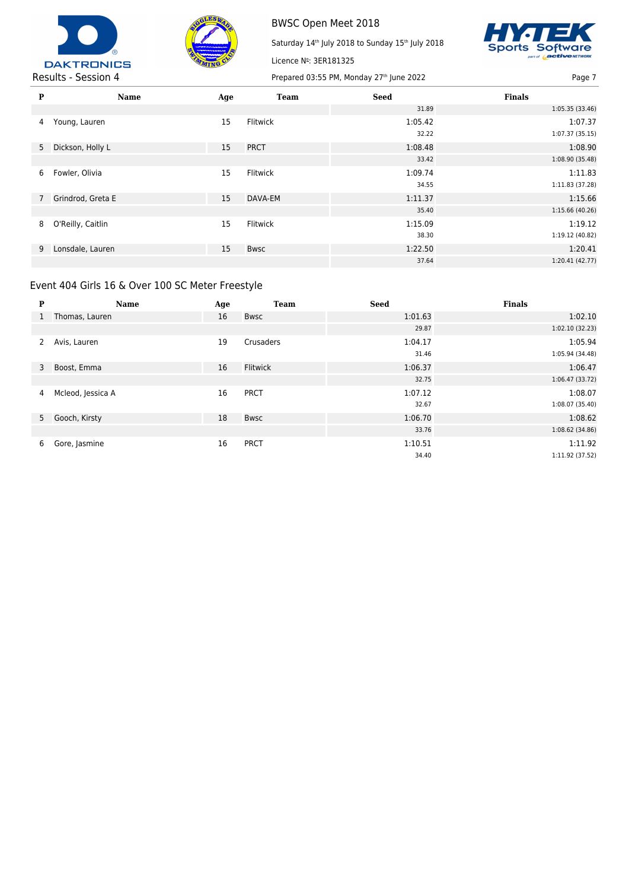| P | Name | Age | Team | Seed | Finals |
|---|---|---|---|---|---|
| | | | | 31.89 | 1:05.35 (33.46) |
| 4 | Young, Lauren | 15 | Flitwick | 1:05.42 | 1:07.37 |
| | | | | 32.22 | 1:07.37 (35.15) |
| 5 | Dickson, Holly L | 15 | PRCT | 1:08.48 | 1:08.90 |
| | | | | 33.42 | 1:08.90 (35.48) |
| 6 | Fowler, Olivia | 15 | Flitwick | 1:09.74 | 1:11.83 |
| | | | | 34.55 | 1:11.83 (37.28) |
| 7 | Grindrod, Greta E | 15 | DAVA-EM | 1:11.37 | 1:15.66 |
| | | | | 35.40 | 1:15.66 (40.26) |
| 8 | O'Reilly, Caitlin | 15 | Flitwick | 1:15.09 | 1:19.12 |
| | | | | 38.30 | 1:19.12 (40.82) |
| 9 | Lonsdale, Lauren | 15 | Bwsc | 1:22.50 | 1:20.41 |
| | | | | 37.64 | 1:20.41 (42.77) |

## Event 404 Girls 16 & Over 100 SC Meter Freestyle

| P | Name | Age | Team | Seed | Finals |
|---|---|---|---|---|---|
| 1 | Thomas, Lauren | 16 | Bwsc | 1:01.63 | 1:02.10 |
| | | | | 29.87 | 1:02.10 (32.23) |
| 2 | Avis, Lauren | 19 | Crusaders | 1:04.17 | 1:05.94 |
| | | | | 31.46 | 1:05.94 (34.48) |
| 3 | Boost, Emma | 16 | Flitwick | 1:06.37 | 1:06.47 |
| | | | | 32.75 | 1:06.47 (33.72) |
| 4 | Mcleod, Jessica A | 16 | PRCT | 1:07.12 | 1:08.07 |
| | | | | 32.67 | 1:08.07 (35.40) |
| 5 | Gooch, Kirsty | 18 | Bwsc | 1:06.70 | 1:08.62 |
| | | | | 33.76 | 1:08.62 (34.86) |
| 6 | Gore, Jasmine | 16 | PRCT | 1:10.51 | 1:11.92 |
| | | | | 34.40 | 1:11.92 (37.52) |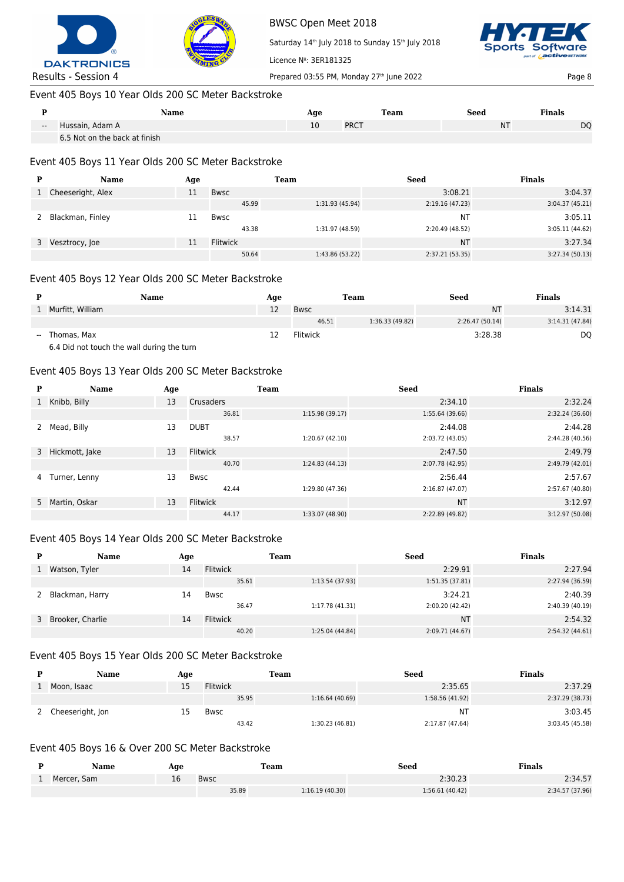## Event 405 Boys 10 Year Olds 200 SC Meter Backstroke

| P | Name | Age | Team | Seed | Finals |
|---|---|---|---|---|---|
| -- | Hussain, Adam A | 10 | PRCT | NT | DQ |
| | 6.5 Not on the back at finish | | | | |

## Event 405 Boys 11 Year Olds 200 SC Meter Backstroke

| P | Name | Age | Team | | Seed | Finals |
|---|---|---|---|---|---|---|
| 1 | Cheeseright, Alex | 11 | Bwsc | | 3:08.21 | 3:04.37 |
| | | | 45.99 | 1:31.93 (45.94) | 2:19.16 (47.23) | 3:04.37 (45.21) |
| 2 | Blackman, Finley | 11 | Bwsc | | NT | 3:05.11 |
| | | | 43.38 | 1:31.97 (48.59) | 2:20.49 (48.52) | 3:05.11 (44.62) |
| 3 | Vesztrocy, Joe | 11 | Flitwick | | NT | 3:27.34 |
| | | | 50.64 | 1:43.86 (53.22) | 2:37.21 (53.35) | 3:27.34 (50.13) |

## Event 405 Boys 12 Year Olds 200 SC Meter Backstroke

| P | Name | Age | Team | | Seed | Finals |
|---|---|---|---|---|---|---|
| 1 | Murfitt, William | 12 | Bwsc | | NT | 3:14.31 |
| | | | 46.51 | 1:36.33 (49.82) | 2:26.47 (50.14) | 3:14.31 (47.84) |
| -- | Thomas, Max | 12 | Flitwick | | 3:28.38 | DQ |
| | 6.4 Did not touch the wall during the turn | | | | | |

## Event 405 Boys 13 Year Olds 200 SC Meter Backstroke

| P | Name | Age | Team | | Seed | Finals |
|---|---|---|---|---|---|---|
| 1 | Knibb, Billy | 13 | Crusaders | | 2:34.10 | 2:32.24 |
| | | | 36.81 | 1:15.98 (39.17) | 1:55.64 (39.66) | 2:32.24 (36.60) |
| 2 | Mead, Billy | 13 | DUBT | | 2:44.08 | 2:44.28 |
| | | | 38.57 | 1:20.67 (42.10) | 2:03.72 (43.05) | 2:44.28 (40.56) |
| 3 | Hickmott, Jake | 13 | Flitwick | | 2:47.50 | 2:49.79 |
| | | | 40.70 | 1:24.83 (44.13) | 2:07.78 (42.95) | 2:49.79 (42.01) |
| 4 | Turner, Lenny | 13 | Bwsc | | 2:56.44 | 2:57.67 |
| | | | 42.44 | 1:29.80 (47.36) | 2:16.87 (47.07) | 2:57.67 (40.80) |
| 5 | Martin, Oskar | 13 | Flitwick | | NT | 3:12.97 |
| | | | 44.17 | 1:33.07 (48.90) | 2:22.89 (49.82) | 3:12.97 (50.08) |

## Event 405 Boys 14 Year Olds 200 SC Meter Backstroke

| P | Name | Age | Team | | Seed | Finals |
|---|---|---|---|---|---|---|
| 1 | Watson, Tyler | 14 | Flitwick | | 2:29.91 | 2:27.94 |
| | | | 35.61 | 1:13.54 (37.93) | 1:51.35 (37.81) | 2:27.94 (36.59) |
| 2 | Blackman, Harry | 14 | Bwsc | | 3:24.21 | 2:40.39 |
| | | | 36.47 | 1:17.78 (41.31) | 2:00.20 (42.42) | 2:40.39 (40.19) |
| 3 | Brooker, Charlie | 14 | Flitwick | | NT | 2:54.32 |
| | | | 40.20 | 1:25.04 (44.84) | 2:09.71 (44.67) | 2:54.32 (44.61) |

## Event 405 Boys 15 Year Olds 200 SC Meter Backstroke

| P | Name | Age | Team | | Seed | Finals |
|---|---|---|---|---|---|---|
| 1 | Moon, Isaac | 15 | Flitwick | | 2:35.65 | 2:37.29 |
| | | | 35.95 | 1:16.64 (40.69) | 1:58.56 (41.92) | 2:37.29 (38.73) |
| 2 | Cheeseright, Jon | 15 | Bwsc | | NT | 3:03.45 |
| | | | 43.42 | 1:30.23 (46.81) | 2:17.87 (47.64) | 3:03.45 (45.58) |

## Event 405 Boys 16 & Over 200 SC Meter Backstroke

| P | Name | Age | Team | | Seed | Finals |
|---|---|---|---|---|---|---|
| 1 | Mercer, Sam | 16 | Bwsc | | 2:30.23 | 2:34.57 |
| | | | 35.89 | 1:16.19 (40.30) | 1:56.61 (40.42) | 2:34.57 (37.96) |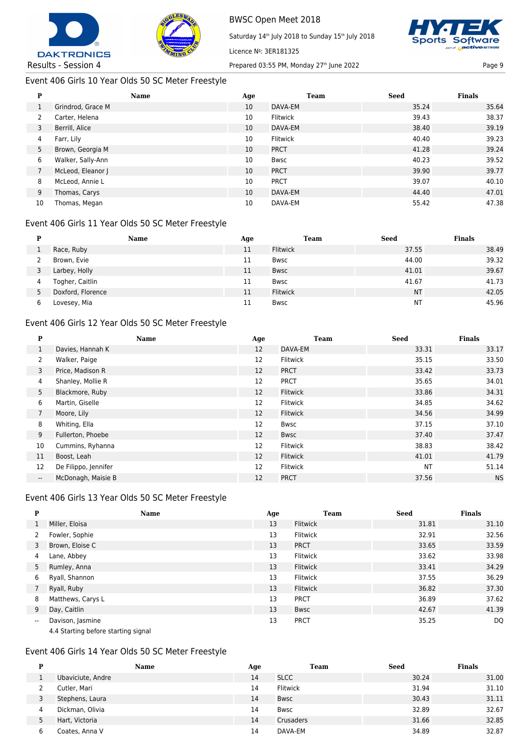## Event 406 Girls 10 Year Olds 50 SC Meter Freestyle

| P | Name | Age | Team | Seed | Finals |
|---|---|---|---|---|---|
| 1 | Grindrod, Grace M | 10 | DAVA-EM | 35.24 | 35.64 |
| 2 | Carter, Helena | 10 | Flitwick | 39.43 | 38.37 |
| 3 | Berrill, Alice | 10 | DAVA-EM | 38.40 | 39.19 |
| 4 | Farr, Lily | 10 | Flitwick | 40.40 | 39.23 |
| 5 | Brown, Georgia M | 10 | PRCT | 41.28 | 39.24 |
| 6 | Walker, Sally-Ann | 10 | Bwsc | 40.23 | 39.52 |
| 7 | McLeod, Eleanor J | 10 | PRCT | 39.90 | 39.77 |
| 8 | McLeod, Annie L | 10 | PRCT | 39.07 | 40.10 |
| 9 | Thomas, Carys | 10 | DAVA-EM | 44.40 | 47.01 |
| 10 | Thomas, Megan | 10 | DAVA-EM | 55.42 | 47.38 |

## Event 406 Girls 11 Year Olds 50 SC Meter Freestyle

| P | Name | Age | Team | Seed | Finals |
|---|---|---|---|---|---|
| 1 | Race, Ruby | 11 | Flitwick | 37.55 | 38.49 |
| 2 | Brown, Evie | 11 | Bwsc | 44.00 | 39.32 |
| 3 | Larbey, Holly | 11 | Bwsc | 41.01 | 39.67 |
| 4 | Togher, Caitlin | 11 | Bwsc | 41.67 | 41.73 |
| 5 | Doxford, Florence | 11 | Flitwick | NT | 42.05 |
| 6 | Lovesey, Mia | 11 | Bwsc | NT | 45.96 |

## Event 406 Girls 12 Year Olds 50 SC Meter Freestyle

| P | Name | Age | Team | Seed | Finals |
|---|---|---|---|---|---|
| 1 | Davies, Hannah K | 12 | DAVA-EM | 33.31 | 33.17 |
| 2 | Walker, Paige | 12 | Flitwick | 35.15 | 33.50 |
| 3 | Price, Madison R | 12 | PRCT | 33.42 | 33.73 |
| 4 | Shanley, Mollie R | 12 | PRCT | 35.65 | 34.01 |
| 5 | Blackmore, Ruby | 12 | Flitwick | 33.86 | 34.31 |
| 6 | Martin, Giselle | 12 | Flitwick | 34.85 | 34.62 |
| 7 | Moore, Lily | 12 | Flitwick | 34.56 | 34.99 |
| 8 | Whiting, Ella | 12 | Bwsc | 37.15 | 37.10 |
| 9 | Fullerton, Phoebe | 12 | Bwsc | 37.40 | 37.47 |
| 10 | Cummins, Ryhanna | 12 | Flitwick | 38.83 | 38.42 |
| 11 | Boost, Leah | 12 | Flitwick | 41.01 | 41.79 |
| 12 | De Filippo, Jennifer | 12 | Flitwick | NT | 51.14 |
| -- | McDonagh, Maisie B | 12 | PRCT | 37.56 | NS |

## Event 406 Girls 13 Year Olds 50 SC Meter Freestyle

| P | Name | Age | Team | Seed | Finals |
|---|---|---|---|---|---|
| 1 | Miller, Eloisa | 13 | Flitwick | 31.81 | 31.10 |
| 2 | Fowler, Sophie | 13 | Flitwick | 32.91 | 32.56 |
| 3 | Brown, Eloise C | 13 | PRCT | 33.65 | 33.59 |
| 4 | Lane, Abbey | 13 | Flitwick | 33.62 | 33.98 |
| 5 | Rumley, Anna | 13 | Flitwick | 33.41 | 34.29 |
| 6 | Ryall, Shannon | 13 | Flitwick | 37.55 | 36.29 |
| 7 | Ryall, Ruby | 13 | Flitwick | 36.82 | 37.30 |
| 8 | Matthews, Carys L | 13 | PRCT | 36.89 | 37.62 |
| 9 | Day, Caitlin | 13 | Bwsc | 42.67 | 41.39 |
| -- | Davison, Jasmine | 13 | PRCT | 35.25 | DQ |
| | 4.4 Starting before starting signal | | | | |

## Event 406 Girls 14 Year Olds 50 SC Meter Freestyle

| P | Name | Age | Team | Seed | Finals |
|---|---|---|---|---|---|
| 1 | Ubaviciute, Andre | 14 | SLCC | 30.24 | 31.00 |
| 2 | Cutler, Mari | 14 | Flitwick | 31.94 | 31.10 |
| 3 | Stephens, Laura | 14 | Bwsc | 30.43 | 31.11 |
| 4 | Dickman, Olivia | 14 | Bwsc | 32.89 | 32.67 |
| 5 | Hart, Victoria | 14 | Crusaders | 31.66 | 32.85 |
| 6 | Coates, Anna V | 14 | DAVA-EM | 34.89 | 32.87 |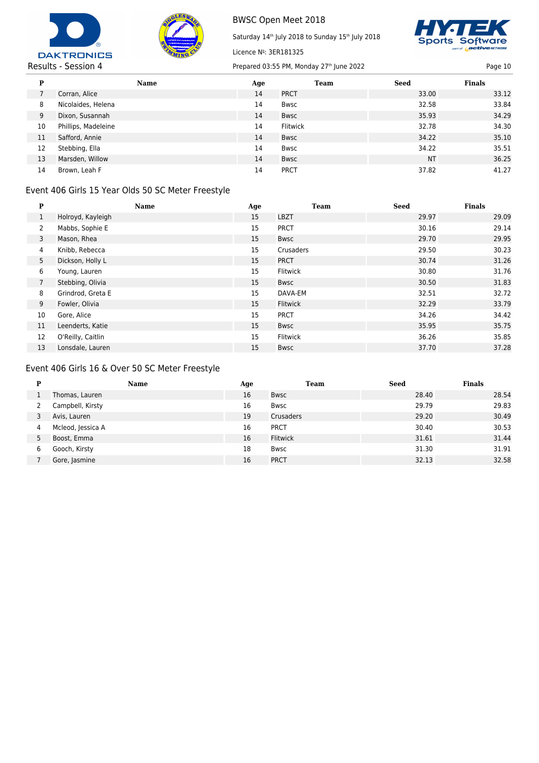| P | Name | Age | Team | Seed | Finals |
|---|---|---|---|---|---|
| 7 | Corran, Alice | 14 | PRCT | 33.00 | 33.12 |
| 8 | Nicolaides, Helena | 14 | Bwsc | 32.58 | 33.84 |
| 9 | Dixon, Susannah | 14 | Bwsc | 35.93 | 34.29 |
| 10 | Phillips, Madeleine | 14 | Flitwick | 32.78 | 34.30 |
| 11 | Safford, Annie | 14 | Bwsc | 34.22 | 35.10 |
| 12 | Stebbing, Ella | 14 | Bwsc | 34.22 | 35.51 |
| 13 | Marsden, Willow | 14 | Bwsc | NT | 36.25 |
| 14 | Brown, Leah F | 14 | PRCT | 37.82 | 41.27 |

## Event 406 Girls 15 Year Olds 50 SC Meter Freestyle

| P | Name | Age | Team | Seed | Finals |
|---|---|---|---|---|---|
| 1 | Holroyd, Kayleigh | 15 | LBZT | 29.97 | 29.09 |
| 2 | Mabbs, Sophie E | 15 | PRCT | 30.16 | 29.14 |
| 3 | Mason, Rhea | 15 | Bwsc | 29.70 | 29.95 |
| 4 | Knibb, Rebecca | 15 | Crusaders | 29.50 | 30.23 |
| 5 | Dickson, Holly L | 15 | PRCT | 30.74 | 31.26 |
| 6 | Young, Lauren | 15 | Flitwick | 30.80 | 31.76 |
| 7 | Stebbing, Olivia | 15 | Bwsc | 30.50 | 31.83 |
| 8 | Grindrod, Greta E | 15 | DAVA-EM | 32.51 | 32.72 |
| 9 | Fowler, Olivia | 15 | Flitwick | 32.29 | 33.79 |
| 10 | Gore, Alice | 15 | PRCT | 34.26 | 34.42 |
| 11 | Leenderts, Katie | 15 | Bwsc | 35.95 | 35.75 |
| 12 | O'Reilly, Caitlin | 15 | Flitwick | 36.26 | 35.85 |
| 13 | Lonsdale, Lauren | 15 | Bwsc | 37.70 | 37.28 |

## Event 406 Girls 16 & Over 50 SC Meter Freestyle

| P | Name | Age | Team | Seed | Finals |
|---|---|---|---|---|---|
| 1 | Thomas, Lauren | 16 | Bwsc | 28.40 | 28.54 |
| 2 | Campbell, Kirsty | 16 | Bwsc | 29.79 | 29.83 |
| 3 | Avis, Lauren | 19 | Crusaders | 29.20 | 30.49 |
| 4 | Mcleod, Jessica A | 16 | PRCT | 30.40 | 30.53 |
| 5 | Boost, Emma | 16 | Flitwick | 31.61 | 31.44 |
| 6 | Gooch, Kirsty | 18 | Bwsc | 31.30 | 31.91 |
| 7 | Gore, Jasmine | 16 | PRCT | 32.13 | 32.58 |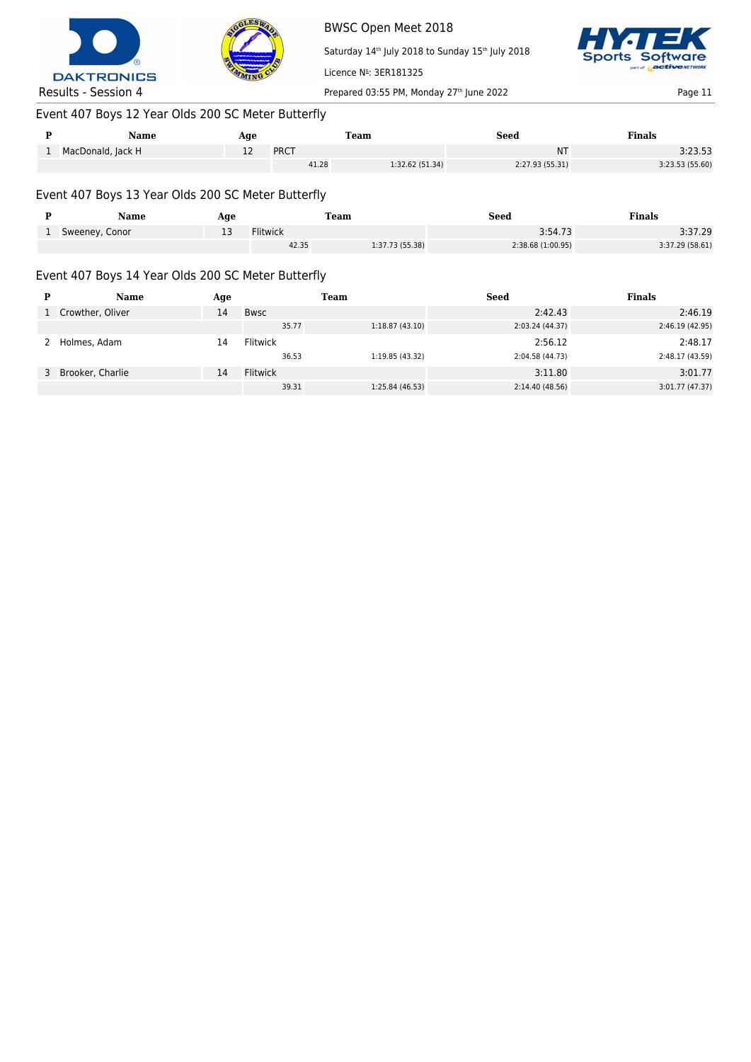## Event 407 Boys 12 Year Olds 200 SC Meter Butterfly

| P | Name | Age | Team | | Seed | Finals |
|---|---|---|---|---|---|---|
| 1 | MacDonald, Jack H | 12 | PRCT | | NT | 3:23.53 |
| | | | 41.28 | 1:32.62 (51.34) | 2:27.93 (55.31) | 3:23.53 (55.60) |

## Event 407 Boys 13 Year Olds 200 SC Meter Butterfly

| P | Name | Age | Team | | Seed | Finals |
|---|---|---|---|---|---|---|
| 1 | Sweeney, Conor | 13 | Flitwick | | 3:54.73 | 3:37.29 |
| | | | 42.35 | 1:37.73 (55.38) | 2:38.68 (1:00.95) | 3:37.29 (58.61) |

## Event 407 Boys 14 Year Olds 200 SC Meter Butterfly

| P | Name | Age | Team | | Seed | Finals |
|---|---|---|---|---|---|---|
| 1 | Crowther, Oliver | 14 | Bwsc | | 2:42.43 | 2:46.19 |
| | | | 35.77 | 1:18.87 (43.10) | 2:03.24 (44.37) | 2:46.19 (42.95) |
| 2 | Holmes, Adam | 14 | Flitwick | | 2:56.12 | 2:48.17 |
| | | | 36.53 | 1:19.85 (43.32) | 2:04.58 (44.73) | 2:48.17 (43.59) |
| 3 | Brooker, Charlie | 14 | Flitwick | | 3:11.80 | 3:01.77 |
| | | | 39.31 | 1:25.84 (46.53) | 2:14.40 (48.56) | 3:01.77 (47.37) |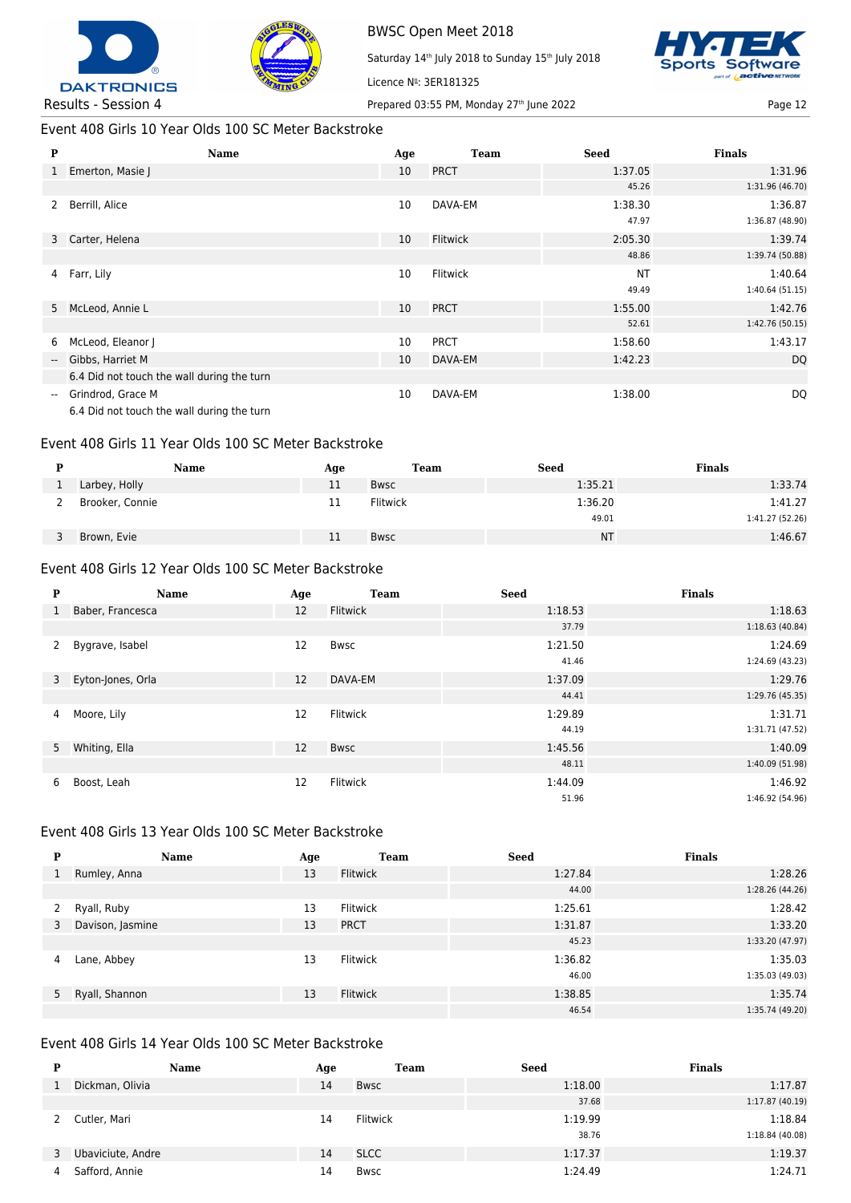BWSC Open Meet 2018

Saturday 14th July 2018 to Sunday 15th July 2018

Licence №: 3ER181325

Results - Session 4

Prepared 03:55 PM, Monday 27th June 2022

## Event 408 Girls 10 Year Olds 100 SC Meter Backstroke

| P | Name | Age | Team | Seed | Finals |
|---|---|---|---|---|---|
| 1 | Emerton, Masie J | 10 | PRCT | 1:37.05 | 1:31.96 |
| | | | | 45.26 | 1:31.96 (46.70) |
| 2 | Berrill, Alice | 10 | DAVA-EM | 1:38.30 | 1:36.87 |
| | | | | 47.97 | 1:36.87 (48.90) |
| 3 | Carter, Helena | 10 | Flitwick | 2:05.30 | 1:39.74 |
| | | | | 48.86 | 1:39.74 (50.88) |
| 4 | Farr, Lily | 10 | Flitwick | NT | 1:40.64 |
| | | | | 49.49 | 1:40.64 (51.15) |
| 5 | McLeod, Annie L | 10 | PRCT | 1:55.00 | 1:42.76 |
| | | | | 52.61 | 1:42.76 (50.15) |
| 6 | McLeod, Eleanor J | 10 | PRCT | 1:58.60 | 1:43.17 |
| -- | Gibbs, Harriet M | 10 | DAVA-EM | 1:42.23 | DQ |
| | 6.4 Did not touch the wall during the turn | | | | |
| -- | Grindrod, Grace M | 10 | DAVA-EM | 1:38.00 | DQ |
| | 6.4 Did not touch the wall during the turn | | | | |

## Event 408 Girls 11 Year Olds 100 SC Meter Backstroke

| P | Name | Age | Team | Seed | Finals |
|---|---|---|---|---|---|
| 1 | Larbey, Holly | 11 | Bwsc | 1:35.21 | 1:33.74 |
| 2 | Brooker, Connie | 11 | Flitwick | 1:36.20 | 1:41.27 |
| | | | | 49.01 | 1:41.27 (52.26) |
| 3 | Brown, Evie | 11 | Bwsc | NT | 1:46.67 |

## Event 408 Girls 12 Year Olds 100 SC Meter Backstroke

| P | Name | Age | Team | Seed | Finals |
|---|---|---|---|---|---|
| 1 | Baber, Francesca | 12 | Flitwick | 1:18.53 | 1:18.63 |
| | | | | 37.79 | 1:18.63 (40.84) |
| 2 | Bygrave, Isabel | 12 | Bwsc | 1:21.50 | 1:24.69 |
| | | | | 41.46 | 1:24.69 (43.23) |
| 3 | Eyton-Jones, Orla | 12 | DAVA-EM | 1:37.09 | 1:29.76 |
| | | | | 44.41 | 1:29.76 (45.35) |
| 4 | Moore, Lily | 12 | Flitwick | 1:29.89 | 1:31.71 |
| | | | | 44.19 | 1:31.71 (47.52) |
| 5 | Whiting, Ella | 12 | Bwsc | 1:45.56 | 1:40.09 |
| | | | | 48.11 | 1:40.09 (51.98) |
| 6 | Boost, Leah | 12 | Flitwick | 1:44.09 | 1:46.92 |
| | | | | 51.96 | 1:46.92 (54.96) |

## Event 408 Girls 13 Year Olds 100 SC Meter Backstroke

| P | Name | Age | Team | Seed | Finals |
|---|---|---|---|---|---|
| 1 | Rumley, Anna | 13 | Flitwick | 1:27.84 | 1:28.26 |
| | | | | 44.00 | 1:28.26 (44.26) |
| 2 | Ryall, Ruby | 13 | Flitwick | 1:25.61 | 1:28.42 |
| 3 | Davison, Jasmine | 13 | PRCT | 1:31.87 | 1:33.20 |
| | | | | 45.23 | 1:33.20 (47.97) |
| 4 | Lane, Abbey | 13 | Flitwick | 1:36.82 | 1:35.03 |
| | | | | 46.00 | 1:35.03 (49.03) |
| 5 | Ryall, Shannon | 13 | Flitwick | 1:38.85 | 1:35.74 |
| | | | | 46.54 | 1:35.74 (49.20) |

## Event 408 Girls 14 Year Olds 100 SC Meter Backstroke

| P | Name | Age | Team | Seed | Finals |
|---|---|---|---|---|---|
| 1 | Dickman, Olivia | 14 | Bwsc | 1:18.00 | 1:17.87 |
| | | | | 37.68 | 1:17.87 (40.19) |
| 2 | Cutler, Mari | 14 | Flitwick | 1:19.99 | 1:18.84 |
| | | | | 38.76 | 1:18.84 (40.08) |
| 3 | Ubaviciute, Andre | 14 | SLCC | 1:17.37 | 1:19.37 |
| 4 | Safford, Annie | 14 | Bwsc | 1:24.49 | 1:24.71 |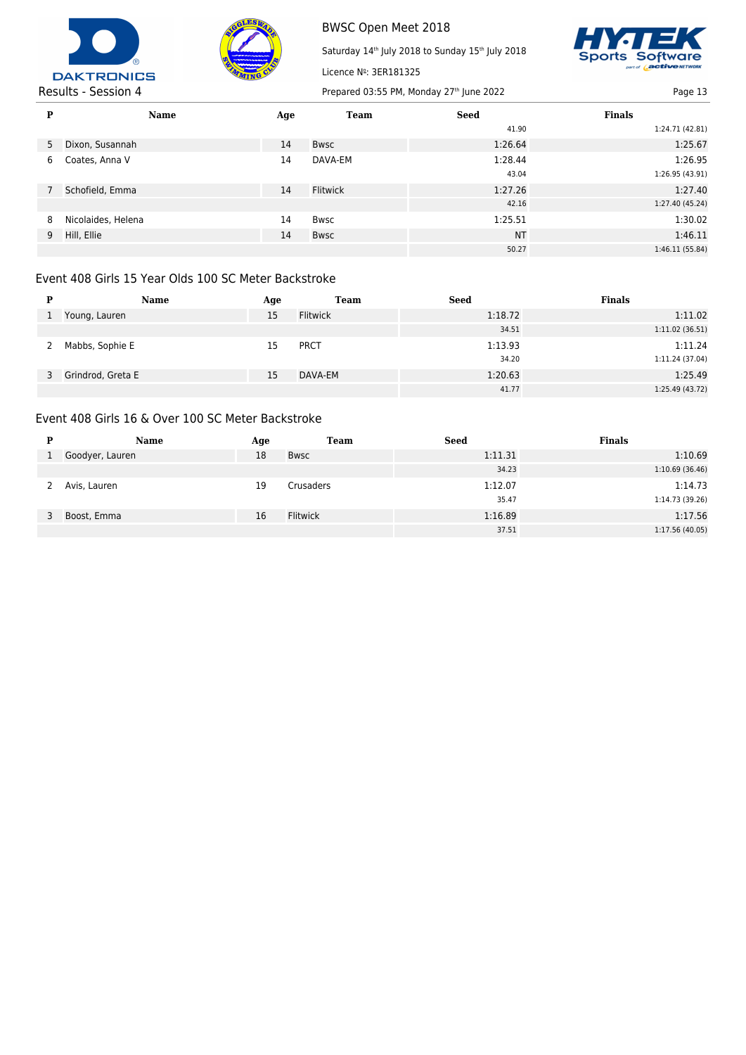| P | Name | Age | Team | Seed | Finals |
|---|---|---|---|---|---|
| | | | | 41.90 | 1:24.71 (42.81) |
| 5 | Dixon, Susannah | 14 | Bwsc | 1:26.64 | 1:25.67 |
| 6 | Coates, Anna V | 14 | DAVA-EM | 1:28.44 | 1:26.95 |
| | | | | 43.04 | 1:26.95 (43.91) |
| 7 | Schofield, Emma | 14 | Flitwick | 1:27.26 | 1:27.40 |
| | | | | 42.16 | 1:27.40 (45.24) |
| 8 | Nicolaides, Helena | 14 | Bwsc | 1:25.51 | 1:30.02 |
| 9 | Hill, Ellie | 14 | Bwsc | NT | 1:46.11 |
| | | | | 50.27 | 1:46.11 (55.84) |

## Event 408 Girls 15 Year Olds 100 SC Meter Backstroke

| P | Name | Age | Team | Seed | Finals |
|---|---|---|---|---|---|
| 1 | Young, Lauren | 15 | Flitwick | 1:18.72 | 1:11.02 |
| | | | | 34.51 | 1:11.02 (36.51) |
| 2 | Mabbs, Sophie E | 15 | PRCT | 1:13.93 | 1:11.24 |
| | | | | 34.20 | 1:11.24 (37.04) |
| 3 | Grindrod, Greta E | 15 | DAVA-EM | 1:20.63 | 1:25.49 |
| | | | | 41.77 | 1:25.49 (43.72) |

## Event 408 Girls 16 & Over 100 SC Meter Backstroke

| P | Name | Age | Team | Seed | Finals |
|---|---|---|---|---|---|
| 1 | Goodyer, Lauren | 18 | Bwsc | 1:11.31 | 1:10.69 |
| | | | | 34.23 | 1:10.69 (36.46) |
| 2 | Avis, Lauren | 19 | Crusaders | 1:12.07 | 1:14.73 |
| | | | | 35.47 | 1:14.73 (39.26) |
| 3 | Boost, Emma | 16 | Flitwick | 1:16.89 | 1:17.56 |
| | | | | 37.51 | 1:17.56 (40.05) |